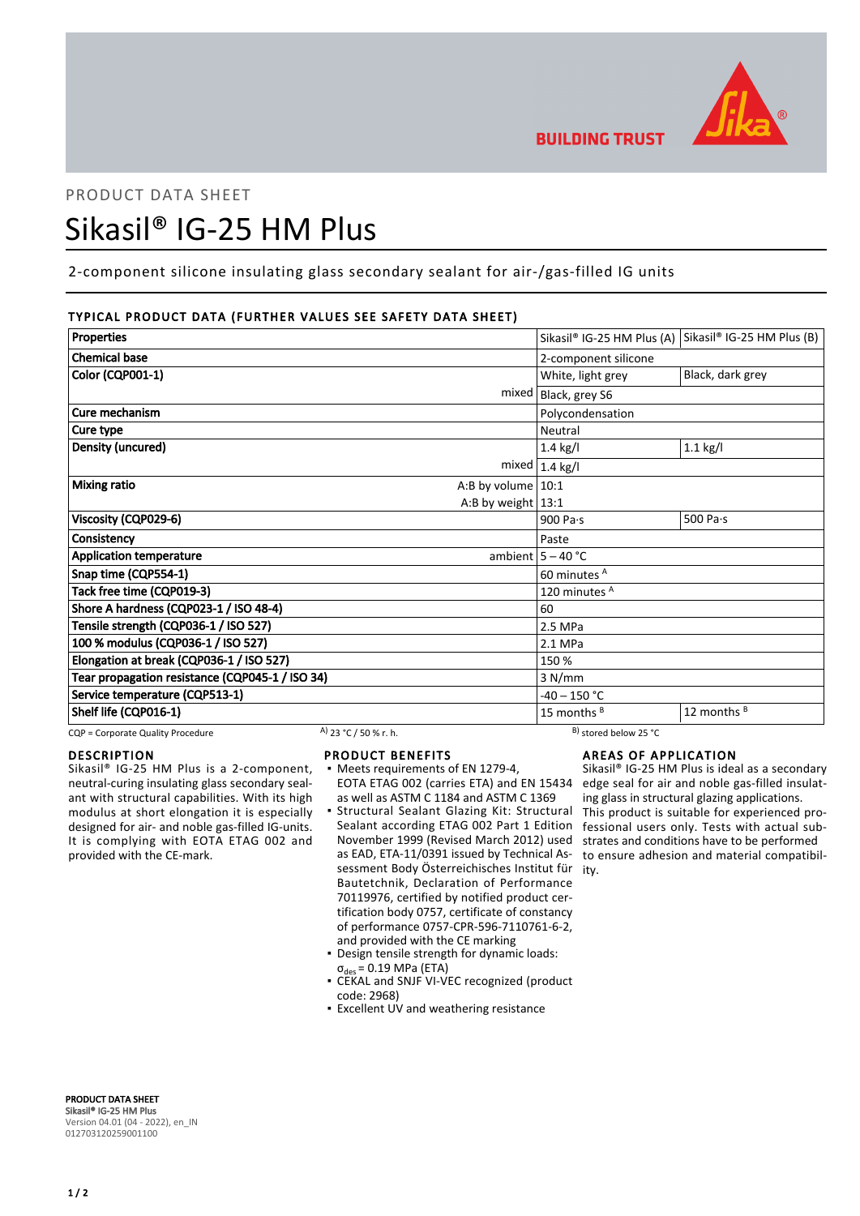PRODUCT DATA SHEET

# Sikasil® IG-25 HM Plus

2-component silicone insulating glass secondary sealant for air-/gas-filled IG units

## TYPICAL PRODUCT DATA (FURTHER VALUES SEE SAFETY DATA SHEET)

| Properties | | Sikasil® IG-25 HM Plus (A) | Sikasil® IG-25 HM Plus (B) |
|---|---|---|---|
| Chemical base | | 2-component silicone | |
| Color (CQP001-1) | | White, light grey | Black, dark grey |
| | mixed | Black, grey S6 | |
| Cure mechanism | | Polycondensation | |
| Cure type | | Neutral | |
| Density (uncured) | | 1.4 kg/l | 1.1 kg/l |
| | mixed | 1.4 kg/l | |
| Mixing ratio | A:B by volume | 10:1 | |
| | A:B by weight | 13:1 | |
| Viscosity (CQP029-6) | | 900 Pa·s | 500 Pa·s |
| Consistency | | Paste | |
| Application temperature | ambient | 5 – 40 °C | |
| Snap time (CQP554-1) | | 60 minutes [A] | |
| Tack free time (CQP019-3) | | 120 minutes [A] | |
| Shore A hardness (CQP023-1 / ISO 48-4) | | 60 | |
| Tensile strength (CQP036-1 / ISO 527) | | 2.5 MPa | |
| 100 % modulus (CQP036-1 / ISO 527) | | 2.1 MPa | |
| Elongation at break (CQP036-1 / ISO 527) | | 150 % | |
| Tear propagation resistance (CQP045-1 / ISO 34) | | 3 N/mm | |
| Service temperature (CQP513-1) | | -40 – 150 °C | |
| Shelf life (CQP016-1) | | 15 months [B] | 12 months [B] |

CQP = Corporate Quality Procedure    A) 23 °C / 50 % r. h.    B) stored below 25 °C

## DESCRIPTION

Sikasil® IG-25 HM Plus is a 2-component, neutral-curing insulating glass secondary sealant with structural capabilities. With its high modulus at short elongation it is especially designed for air- and noble gas-filled IG-units. It is complying with EOTA ETAG 002 and provided with the CE-mark.

## PRODUCT BENEFITS

- Meets requirements of EN 1279-4, EOTA ETAG 002 (carries ETA) and EN 15434 as well as ASTM C 1184 and ASTM C 1369
- Structural Sealant Glazing Kit: Structural Sealant according ETAG 002 Part 1 Edition November 1999 (Revised March 2012) used as EAD, ETA-11/0391 issued by Technical Assessment Body Österreichisches Institut für Bautetchnik, Declaration of Performance 70119976, certified by notified product certification body 0757, certificate of constancy of performance 0757-CPR-596-7110761-6-2, and provided with the CE marking
- Design tensile strength for dynamic loads: $\sigma_{des}$ = 0.19 MPa (ETA)
- CEKAL and SNJF VI-VEC recognized (product code: 2968)
- Excellent UV and weathering resistance

## AREAS OF APPLICATION

Sikasil® IG-25 HM Plus is ideal as a secondary edge seal for air and noble gas-filled insulating glass in structural glazing applications.
This product is suitable for experienced professional users only. Tests with actual substrates and conditions have to be performed to ensure adhesion and material compatibility.

**PRODUCT DATA SHEET**
**Sikasil® IG-25 HM Plus**
Version 04.01 (04 - 2022), en_IN
012703120259001100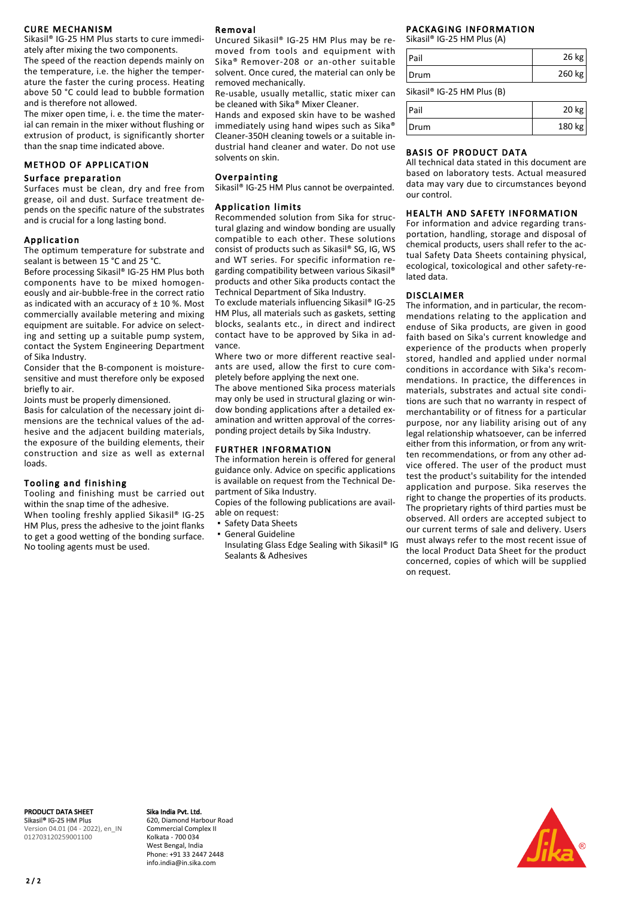## CURE MECHANISM

Sikasil® IG-25 HM Plus starts to cure immediately after mixing the two components.

The speed of the reaction depends mainly on the temperature, i.e. the higher the temperature the faster the curing process. Heating above 50 °C could lead to bubble formation and is therefore not allowed.

The mixer open time, i. e. the time the material can remain in the mixer without flushing or extrusion of product, is significantly shorter than the snap time indicated above.

## METHOD OF APPLICATION

### Surface preparation

Surfaces must be clean, dry and free from grease, oil and dust. Surface treatment depends on the specific nature of the substrates and is crucial for a long lasting bond.

### Application

The optimum temperature for substrate and sealant is between 15 °C and 25 °C.

Before processing Sikasil® IG-25 HM Plus both components have to be mixed homogeneously and air-bubble-free in the correct ratio as indicated with an accuracy of ± 10 %. Most commercially available metering and mixing equipment are suitable. For advice on selecting and setting up a suitable pump system, contact the System Engineering Department of Sika Industry.

Consider that the B-component is moisture-sensitive and must therefore only be exposed briefly to air.

Joints must be properly dimensioned.

Basis for calculation of the necessary joint dimensions are the technical values of the adhesive and the adjacent building materials, the exposure of the building elements, their construction and size as well as external loads.

### Tooling and finishing

Tooling and finishing must be carried out within the snap time of the adhesive.

When tooling freshly applied Sikasil® IG-25 HM Plus, press the adhesive to the joint flanks to get a good wetting of the bonding surface. No tooling agents must be used.

### Removal

Uncured Sikasil® IG-25 HM Plus may be removed from tools and equipment with Sika® Remover-208 or an-other suitable solvent. Once cured, the material can only be removed mechanically.

Re-usable, usually metallic, static mixer can be cleaned with Sika® Mixer Cleaner.

Hands and exposed skin have to be washed immediately using hand wipes such as Sika® Cleaner-350H cleaning towels or a suitable industrial hand cleaner and water. Do not use solvents on skin.

### Overpainting

Sikasil® IG-25 HM Plus cannot be overpainted.

### Application limits

Recommended solution from Sika for structural glazing and window bonding are usually compatible to each other. These solutions consist of products such as Sikasil® SG, IG, WS and WT series. For specific information regarding compatibility between various Sikasil® products and other Sika products contact the Technical Department of Sika Industry.

To exclude materials influencing Sikasil® IG-25 HM Plus, all materials such as gaskets, setting blocks, sealants etc., in direct and indirect contact have to be approved by Sika in advance.

Where two or more different reactive sealants are used, allow the first to cure completely before applying the next one.

The above mentioned Sika process materials may only be used in structural glazing or window bonding applications after a detailed examination and written approval of the corresponding project details by Sika Industry.

## FURTHER INFORMATION

The information herein is offered for general guidance only. Advice on specific applications is available on request from the Technical Department of Sika Industry.

Copies of the following publications are available on request:

- Safety Data Sheets
- General Guideline
  Insulating Glass Edge Sealing with Sikasil® IG Sealants & Adhesives

## PACKAGING INFORMATION

Sikasil® IG-25 HM Plus (A)

| | |
|---|---|
| Pail | 26 kg |
| Drum | 260 kg |

Sikasil® IG-25 HM Plus (B)

| | |
|---|---|
| Pail | 20 kg |
| Drum | 180 kg |

## BASIS OF PRODUCT DATA

All technical data stated in this document are based on laboratory tests. Actual measured data may vary due to circumstances beyond our control.

## HEALTH AND SAFETY INFORMATION

For information and advice regarding transportation, handling, storage and disposal of chemical products, users shall refer to the actual Safety Data Sheets containing physical, ecological, toxicological and other safety-related data.

## DISCLAIMER

The information, and in particular, the recommendations relating to the application and enduse of Sika products, are given in good faith based on Sika's current knowledge and experience of the products when properly stored, handled and applied under normal conditions in accordance with Sika's recommendations. In practice, the differences in materials, substrates and actual site conditions are such that no warranty in respect of merchantability or of fitness for a particular purpose, nor any liability arising out of any legal relationship whatsoever, can be inferred either from this information, or from any written recommendations, or from any other advice offered. The user of the product must test the product's suitability for the intended application and purpose. Sika reserves the right to change the properties of its products. The proprietary rights of third parties must be observed. All orders are accepted subject to our current terms of sale and delivery. Users must always refer to the most recent issue of the local Product Data Sheet for the product concerned, copies of which will be supplied on request.

**PRODUCT DATA SHEET**
**Sikasil® IG-25 HM Plus**
Version 04.01 (04 - 2022), en_IN
012703120259001100

**Sika India Pvt. Ltd.**
620, Diamond Harbour Road
Commercial Complex II
Kolkata - 700 034
West Bengal, India
Phone: +91 33 2447 2448
info.india@in.sika.com